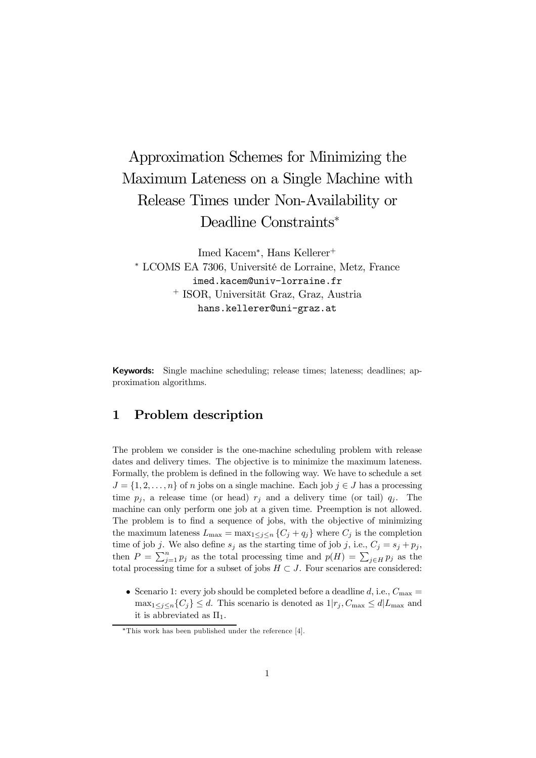# Approximation Schemes for Minimizing the Maximum Lateness on a Single Machine with Release Times under Non-Availability or Deadline Constraints*

Imed Kacem*, Hans Kellerer+

* LCOMS EA 7306, Université de Lorraine, Metz, France
imed.kacem@univ-lorraine.fr

+ ISOR, Universität Graz, Graz, Austria
hans.kellerer@uni-graz.at

**Keywords:** Single machine scheduling; release times; lateness; deadlines; approximation algorithms.

## 1 Problem description

The problem we consider is the one-machine scheduling problem with release dates and delivery times. The objective is to minimize the maximum lateness. Formally, the problem is defined in the following way. We have to schedule a set $J = \{1, 2, \ldots, n\}$ of $n$ jobs on a single machine. Each job $j \in J$ has a processing time $p_j$, a release time (or head) $r_j$ and a delivery time (or tail) $q_j$. The machine can only perform one job at a given time. Preemption is not allowed. The problem is to find a sequence of jobs, with the objective of minimizing the maximum lateness $L_{\max} = \max_{1 \leq j \leq n} \{C_j + q_j\}$ where $C_j$ is the completion time of job $j$. We also define $s_j$ as the starting time of job $j$, i.e., $C_j = s_j + p_j$, then $P = \sum_{j=1}^{n} p_j$ as the total processing time and $p(H) = \sum_{j \in H} p_j$ as the total processing time for a subset of jobs $H \subset J$. Four scenarios are considered:

- Scenario 1: every job should be completed before a deadline $d$, i.e., $C_{\max} = \max_{1 \leq j \leq n}\{C_j\} \leq d$. This scenario is denoted as $1|r_j, C_{\max} \leq d|L_{\max}$ and it is abbreviated as $\Pi_1$.

*This work has been published under the reference [4].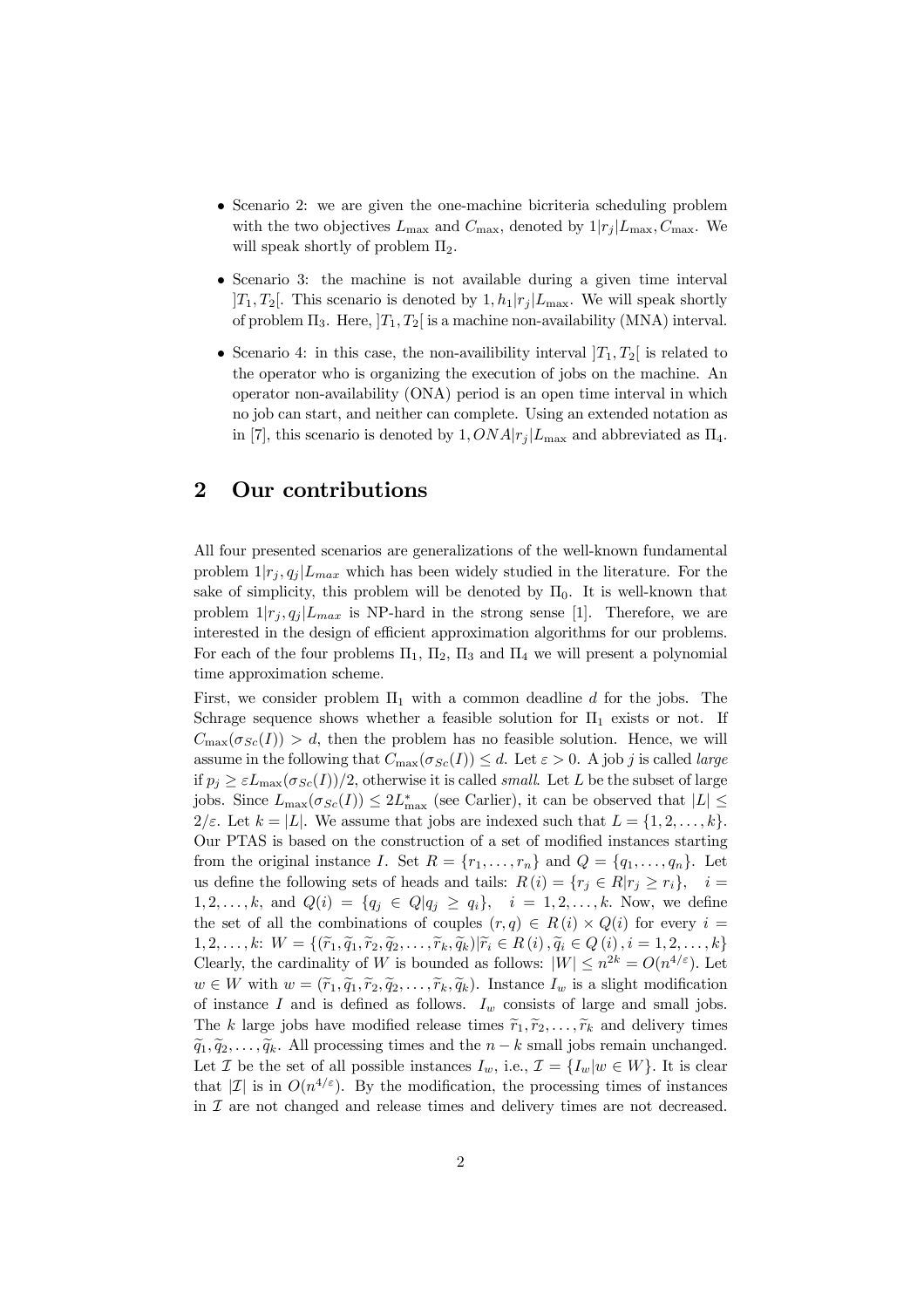- Scenario 2: we are given the one-machine bicriteria scheduling problem with the two objectives $L_{\max}$ and $C_{\max}$, denoted by $1|r_j|L_{\max}, C_{\max}$. We will speak shortly of problem $\Pi_2$.
- Scenario 3: the machine is not available during a given time interval $]T_1, T_2[$. This scenario is denoted by $1, h_1|r_j|L_{\max}$. We will speak shortly of problem $\Pi_3$. Here, $]T_1, T_2[$ is a machine non-availability (MNA) interval.
- Scenario 4: in this case, the non-availibility interval $]T_1, T_2[$ is related to the operator who is organizing the execution of jobs on the machine. An operator non-availability (ONA) period is an open time interval in which no job can start, and neither can complete. Using an extended notation as in [7], this scenario is denoted by $1, ONA|r_j|L_{\max}$ and abbreviated as $\Pi_4$.

## 2 Our contributions

All four presented scenarios are generalizations of the well-known fundamental problem $1|r_j, q_j|L_{max}$ which has been widely studied in the literature. For the sake of simplicity, this problem will be denoted by $\Pi_0$. It is well-known that problem $1|r_j, q_j|L_{max}$ is NP-hard in the strong sense [1]. Therefore, we are interested in the design of efficient approximation algorithms for our problems. For each of the four problems $\Pi_1$, $\Pi_2$, $\Pi_3$ and $\Pi_4$ we will present a polynomial time approximation scheme.

First, we consider problem $\Pi_1$ with a common deadline $d$ for the jobs. The Schrage sequence shows whether a feasible solution for $\Pi_1$ exists or not. If $C_{\max}(\sigma_{Sc}(I)) > d$, then the problem has no feasible solution. Hence, we will assume in the following that $C_{\max}(\sigma_{Sc}(I)) \leq d$. Let $\varepsilon > 0$. A job $j$ is called *large* if $p_j \geq \varepsilon L_{\max}(\sigma_{Sc}(I))/2$, otherwise it is called *small*. Let $L$ be the subset of large jobs. Since $L_{\max}(\sigma_{Sc}(I)) \leq 2L^*_{\max}$ (see Carlier), it can be observed that $|L| \leq 2/\varepsilon$. Let $k = |L|$. We assume that jobs are indexed such that $L = \{1, 2, \ldots, k\}$. Our PTAS is based on the construction of a set of modified instances starting from the original instance $I$. Set $R = \{r_1, \ldots, r_n\}$ and $Q = \{q_1, \ldots, q_n\}$. Let us define the following sets of heads and tails: $R(i) = \{r_j \in R | r_j \geq r_i\}, \quad i = 1, 2, \ldots, k$, and $Q(i) = \{q_j \in Q | q_j \geq q_i\}, \quad i = 1, 2, \ldots, k$. Now, we define the set of all the combinations of couples $(r, q) \in R(i) \times Q(i)$ for every $i = 1, 2, \ldots, k$: $W = \{(\widetilde{r}_1, \widetilde{q}_1, \widetilde{r}_2, \widetilde{q}_2, \ldots, \widetilde{r}_k, \widetilde{q}_k) | \widetilde{r}_i \in R(i), \widetilde{q}_i \in Q(i), i = 1, 2, \ldots, k\}$ Clearly, the cardinality of $W$ is bounded as follows: $|W| \leq n^{2k} = O(n^{4/\varepsilon})$. Let $w \in W$ with $w = (\widetilde{r}_1, \widetilde{q}_1, \widetilde{r}_2, \widetilde{q}_2, \ldots, \widetilde{r}_k, \widetilde{q}_k)$. Instance $I_w$ is a slight modification of instance $I$ and is defined as follows. $I_w$ consists of large and small jobs. The $k$ large jobs have modified release times $\widetilde{r}_1, \widetilde{r}_2, \ldots, \widetilde{r}_k$ and delivery times $\widetilde{q}_1, \widetilde{q}_2, \ldots, \widetilde{q}_k$. All processing times and the $n - k$ small jobs remain unchanged. Let $\mathcal{I}$ be the set of all possible instances $I_w$, i.e., $\mathcal{I} = \{I_w | w \in W\}$. It is clear that $|\mathcal{I}|$ is in $O(n^{4/\varepsilon})$. By the modification, the processing times of instances in $\mathcal{I}$ are not changed and release times and delivery times are not decreased.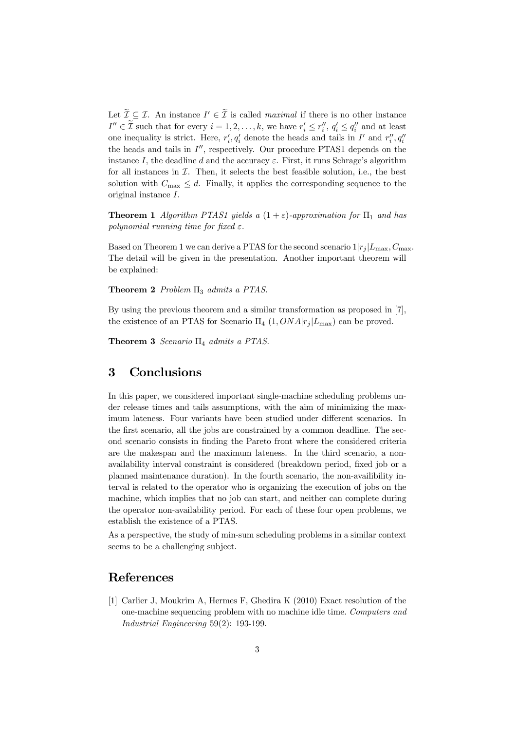Let $\widetilde{\mathcal{I}} \subseteq \mathcal{I}$. An instance $I' \in \widetilde{\mathcal{I}}$ is called *maximal* if there is no other instance $I'' \in \widetilde{\mathcal{I}}$ such that for every $i = 1, 2, \ldots, k$, we have $r'_i \leq r''_i$, $q'_i \leq q''_i$ and at least one inequality is strict. Here, $r'_i, q'_i$ denote the heads and tails in $I'$ and $r''_i, q''_i$ the heads and tails in $I''$, respectively. Our procedure PTAS1 depends on the instance $I$, the deadline $d$ and the accuracy $\varepsilon$. First, it runs Schrage's algorithm for all instances in $\mathcal{I}$. Then, it selects the best feasible solution, i.e., the best solution with $C_{\max} \leq d$. Finally, it applies the corresponding sequence to the original instance $I$.

**Theorem 1** *Algorithm PTAS1 yields a $(1 + \varepsilon)$-approximation for $\Pi_1$ and has polynomial running time for fixed $\varepsilon$.*

Based on Theorem 1 we can derive a PTAS for the second scenario $1|r_j|L_{\max}, C_{\max}$. The detail will be given in the presentation. Another important theorem will be explained:

**Theorem 2** *Problem $\Pi_3$ admits a PTAS.*

By using the previous theorem and a similar transformation as proposed in [7], the existence of an PTAS for Scenario $\Pi_4$ $(1, ONA|r_j|L_{\max})$ can be proved.

**Theorem 3** *Scenario $\Pi_4$ admits a PTAS.*

## 3 Conclusions

In this paper, we considered important single-machine scheduling problems under release times and tails assumptions, with the aim of minimizing the maximum lateness. Four variants have been studied under different scenarios. In the first scenario, all the jobs are constrained by a common deadline. The second scenario consists in finding the Pareto front where the considered criteria are the makespan and the maximum lateness. In the third scenario, a non-availability interval constraint is considered (breakdown period, fixed job or a planned maintenance duration). In the fourth scenario, the non-availibility interval is related to the operator who is organizing the execution of jobs on the machine, which implies that no job can start, and neither can complete during the operator non-availability period. For each of these four open problems, we establish the existence of a PTAS.

As a perspective, the study of min-sum scheduling problems in a similar context seems to be a challenging subject.

## References

[1] Carlier J, Moukrim A, Hermes F, Ghedira K (2010) Exact resolution of the one-machine sequencing problem with no machine idle time. *Computers and Industrial Engineering* 59(2): 193-199.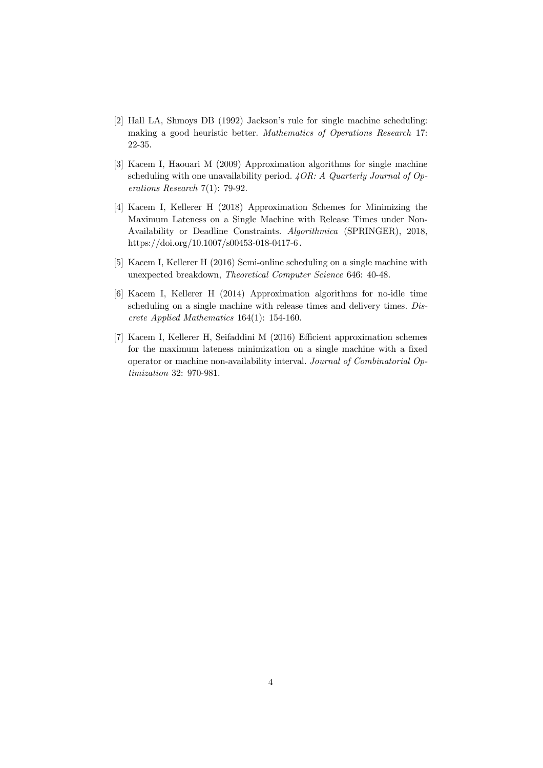[2] Hall LA, Shmoys DB (1992) Jackson's rule for single machine scheduling: making a good heuristic better. *Mathematics of Operations Research* 17: 22-35.

[3] Kacem I, Haouari M (2009) Approximation algorithms for single machine scheduling with one unavailability period. *4OR: A Quarterly Journal of Operations Research* 7(1): 79-92.

[4] Kacem I, Kellerer H (2018) Approximation Schemes for Minimizing the Maximum Lateness on a Single Machine with Release Times under Non-Availability or Deadline Constraints. *Algorithmica* (SPRINGER), 2018, https://doi.org/10.1007/s00453-018-0417-6.

[5] Kacem I, Kellerer H (2016) Semi-online scheduling on a single machine with unexpected breakdown, *Theoretical Computer Science* 646: 40-48.

[6] Kacem I, Kellerer H (2014) Approximation algorithms for no-idle time scheduling on a single machine with release times and delivery times. *Discrete Applied Mathematics* 164(1): 154-160.

[7] Kacem I, Kellerer H, Seifaddini M (2016) Efficient approximation schemes for the maximum lateness minimization on a single machine with a fixed operator or machine non-availability interval. *Journal of Combinatorial Optimization* 32: 970-981.